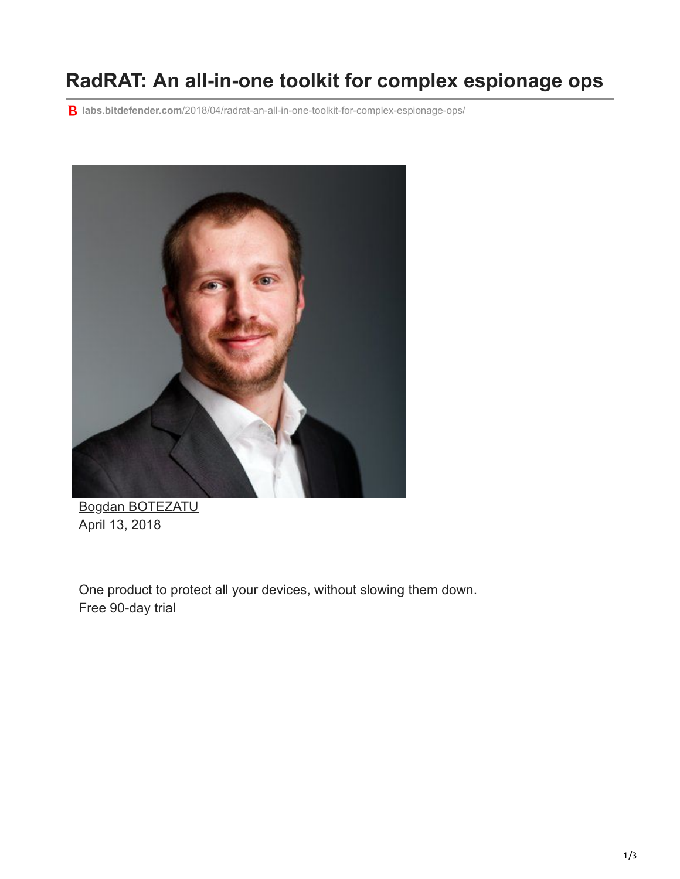# RadRAT: An all-in-one toolkit for complex espionage ops

labs.bitdefender.com/2018/04/radrat-an-all-in-one-toolkit-for-complex-espionage-ops/

Bogdan BOTEZATU
April 13, 2018

One product to protect all your devices, without slowing them down.
Free 90-day trial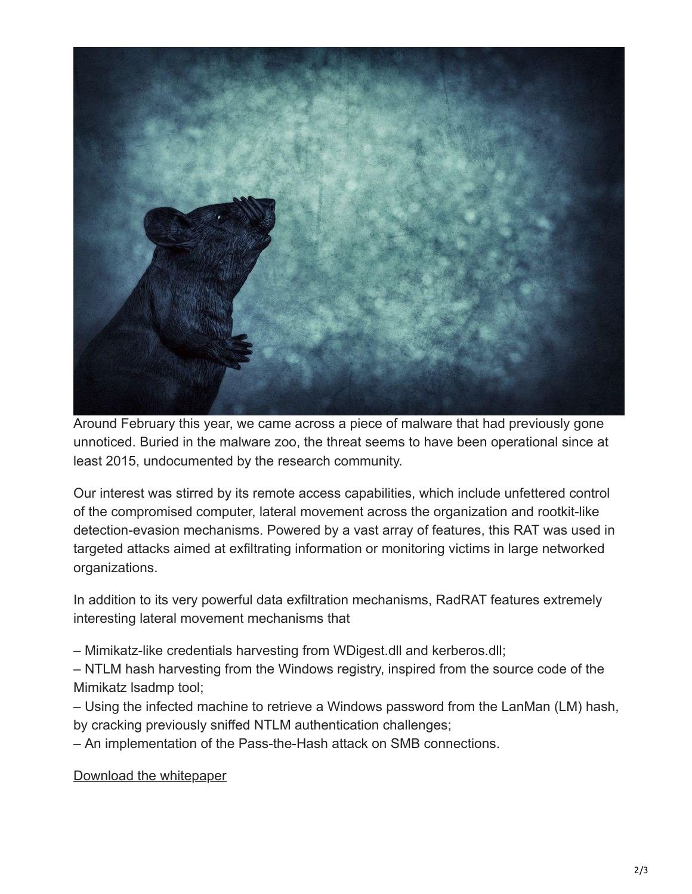Around February this year, we came across a piece of malware that had previously gone unnoticed. Buried in the malware zoo, the threat seems to have been operational since at least 2015, undocumented by the research community.

Our interest was stirred by its remote access capabilities, which include unfettered control of the compromised computer, lateral movement across the organization and rootkit-like detection-evasion mechanisms. Powered by a vast array of features, this RAT was used in targeted attacks aimed at exfiltrating information or monitoring victims in large networked organizations.

In addition to its very powerful data exfiltration mechanisms, RadRAT features extremely interesting lateral movement mechanisms that

– Mimikatz-like credentials harvesting from WDigest.dll and kerberos.dll;
– NTLM hash harvesting from the Windows registry, inspired from the source code of the Mimikatz lsadmp tool;
– Using the infected machine to retrieve a Windows password from the LanMan (LM) hash, by cracking previously sniffed NTLM authentication challenges;
– An implementation of the Pass-the-Hash attack on SMB connections.

Download the whitepaper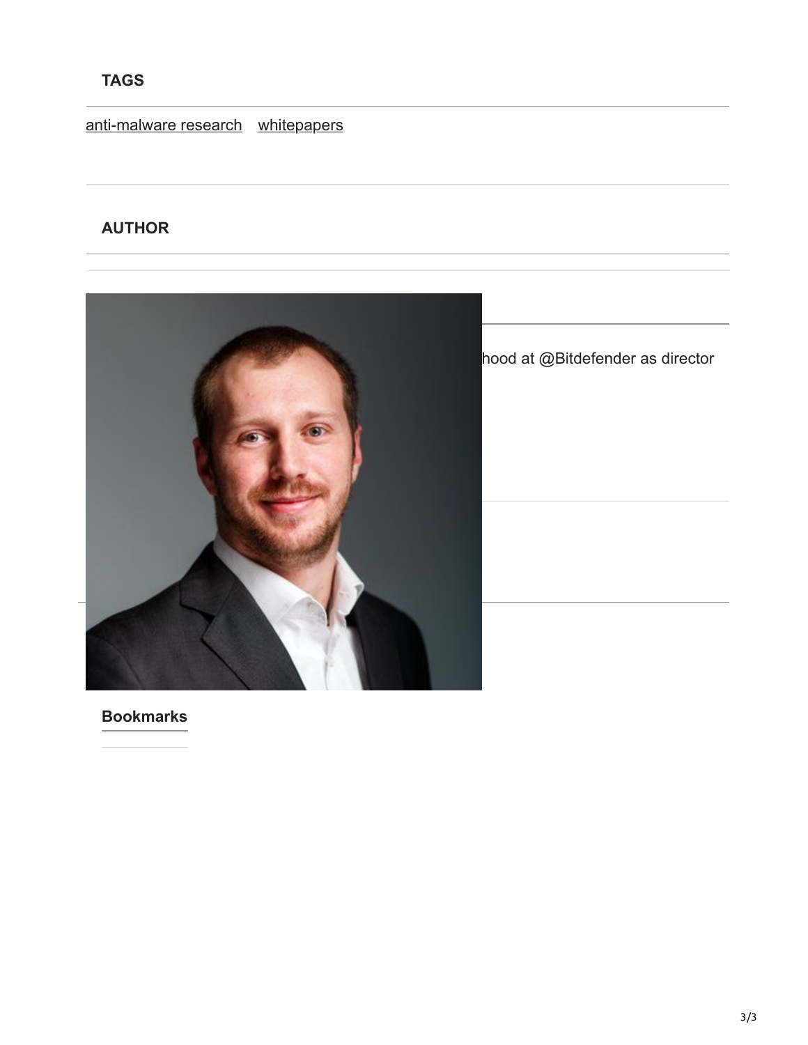## TAGS

anti-malware research whitepapers

## AUTHOR

hood at @Bitdefender as director

**Bookmarks**